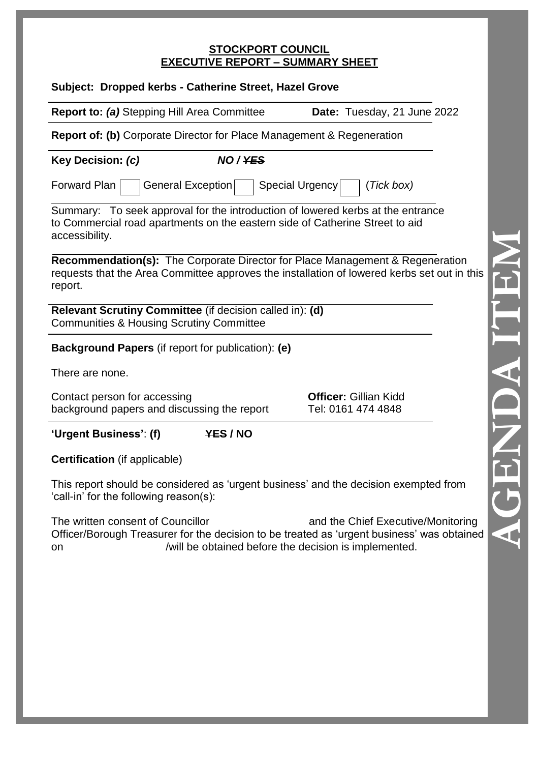**STOCKPORT COUNCIL**
**EXECUTIVE REPORT – SUMMARY SHEET**

**Subject: Dropped kerbs - Catherine Street, Hazel Grove**

**Report to:** ***(a)*** Stepping Hill Area Committee **Date:** Tuesday, 21 June 2022

**Report of: (b)** Corporate Director for Place Management & Regeneration

**Key Decision:** ***(c)*** ***NO / ~~YES~~***

Forward Plan ☐ General Exception ☐ Special Urgency ☐ (*Tick box)*

Summary: To seek approval for the introduction of lowered kerbs at the entrance to Commercial road apartments on the eastern side of Catherine Street to aid accessibility.

**Recommendation(s):** The Corporate Director for Place Management & Regeneration requests that the Area Committee approves the installation of lowered kerbs set out in this report.

**Relevant Scrutiny Committee** (if decision called in): **(d)**
Communities & Housing Scrutiny Committee

**Background Papers** (if report for publication): **(e)**

There are none.

Contact person for accessing background papers and discussing the report

**Officer:** Gillian Kidd
Tel: 0161 474 4848

**'Urgent Business'**: **(f)** **~~YES~~ / NO**

**Certification** (if applicable)

This report should be considered as 'urgent business' and the decision exempted from 'call-in' for the following reason(s):

The written consent of Councillor and the Chief Executive/Monitoring Officer/Borough Treasurer for the decision to be treated as 'urgent business' was obtained on /will be obtained before the decision is implemented.

AGENDA ITEM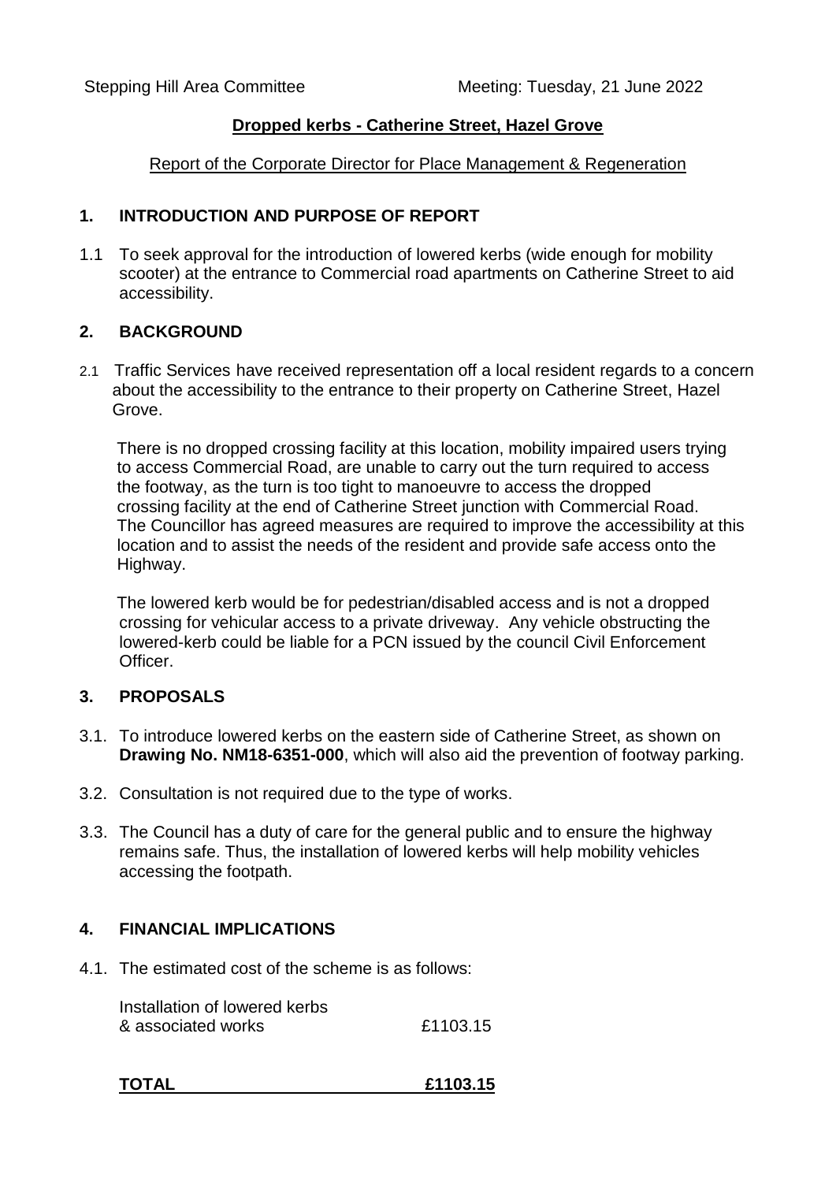Stepping Hill Area Committee Meeting: Tuesday, 21 June 2022

**Dropped kerbs - Catherine Street, Hazel Grove**

Report of the Corporate Director for Place Management & Regeneration

## 1. INTRODUCTION AND PURPOSE OF REPORT

1.1 To seek approval for the introduction of lowered kerbs (wide enough for mobility scooter) at the entrance to Commercial road apartments on Catherine Street to aid accessibility.

## 2. BACKGROUND

2.1 Traffic Services have received representation off a local resident regards to a concern about the accessibility to the entrance to their property on Catherine Street, Hazel Grove.

There is no dropped crossing facility at this location, mobility impaired users trying to access Commercial Road, are unable to carry out the turn required to access the footway, as the turn is too tight to manoeuvre to access the dropped crossing facility at the end of Catherine Street junction with Commercial Road. The Councillor has agreed measures are required to improve the accessibility at this location and to assist the needs of the resident and provide safe access onto the Highway.

The lowered kerb would be for pedestrian/disabled access and is not a dropped crossing for vehicular access to a private driveway. Any vehicle obstructing the lowered-kerb could be liable for a PCN issued by the council Civil Enforcement Officer.

## 3. PROPOSALS

3.1. To introduce lowered kerbs on the eastern side of Catherine Street, as shown on **Drawing No. NM18-6351-000**, which will also aid the prevention of footway parking.

3.2. Consultation is not required due to the type of works.

3.3. The Council has a duty of care for the general public and to ensure the highway remains safe. Thus, the installation of lowered kerbs will help mobility vehicles accessing the footpath.

## 4. FINANCIAL IMPLICATIONS

4.1. The estimated cost of the scheme is as follows:

| | |
|---|---|
| Installation of lowered kerbs & associated works | £1103.15 |
| **TOTAL** | **£1103.15** |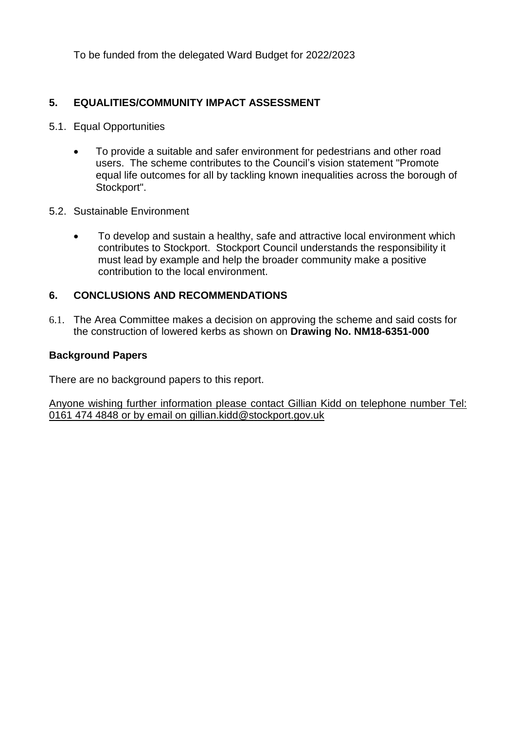To be funded from the delegated Ward Budget for 2022/2023

## 5. EQUALITIES/COMMUNITY IMPACT ASSESSMENT

5.1. Equal Opportunities

- To provide a suitable and safer environment for pedestrians and other road users. The scheme contributes to the Council's vision statement "Promote equal life outcomes for all by tackling known inequalities across the borough of Stockport".

5.2. Sustainable Environment

- To develop and sustain a healthy, safe and attractive local environment which contributes to Stockport. Stockport Council understands the responsibility it must lead by example and help the broader community make a positive contribution to the local environment.

## 6. CONCLUSIONS AND RECOMMENDATIONS

6.1. The Area Committee makes a decision on approving the scheme and said costs for the construction of lowered kerbs as shown on **Drawing No. NM18-6351-000**

### Background Papers

There are no background papers to this report.

Anyone wishing further information please contact Gillian Kidd on telephone number Tel: 0161 474 4848 or by email on gillian.kidd@stockport.gov.uk